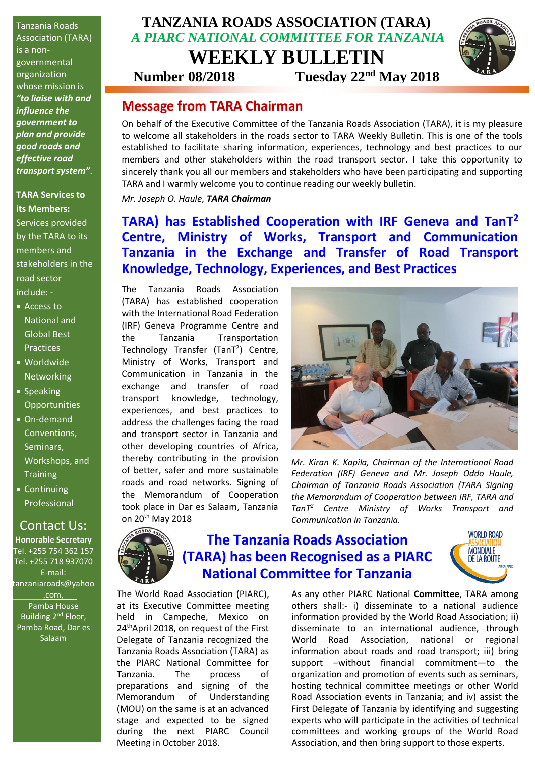# TANZANIA ROADS ASSOCIATION (TARA)

*A PIARC NATIONAL COMMITTEE FOR TANZANIA*

# WEEKLY BULLETIN

**Number 08/2018** **Tuesday 22nd May 2018**

Tanzania Roads Association (TARA) is a non-governmental organization whose mission is ***"to liaise with and influence the government to plan and provide good roads and effective road transport system"***.

**TARA Services to its Members:**

Services provided by the TARA to its members and stakeholders in the road sector include: -

- Access to National and Global Best Practices
- Worldwide Networking
- Speaking Opportunities
- On-demand Conventions, Seminars, Workshops, and Training
- Continuing Professional

## Contact Us:

**Honorable Secretary**
Tel. +255 754 362 157
Tel. +255 718 937070
E-mail: tanzaniaroads@yahoo.com,
Pamba House Building 2nd Floor, Pamba Road, Dar es Salaam

## Message from TARA Chairman

On behalf of the Executive Committee of the Tanzania Roads Association (TARA), it is my pleasure to welcome all stakeholders in the roads sector to TARA Weekly Bulletin. This is one of the tools established to facilitate sharing information, experiences, technology and best practices to our members and other stakeholders within the road transport sector. I take this opportunity to sincerely thank you all our members and stakeholders who have been participating and supporting TARA and I warmly welcome you to continue reading our weekly bulletin.

*Mr. Joseph O. Haule, **TARA Chairman***

## TARA) has Established Cooperation with IRF Geneva and TanT² Centre, Ministry of Works, Transport and Communication Tanzania in the Exchange and Transfer of Road Transport Knowledge, Technology, Experiences, and Best Practices

The Tanzania Roads Association (TARA) has established cooperation with the International Road Federation (IRF) Geneva Programme Centre and the Tanzania Transportation Technology Transfer (TanT²) Centre, Ministry of Works, Transport and Communication in Tanzania in the exchange and transfer of road transport knowledge, technology, experiences, and best practices to address the challenges facing the road and transport sector in Tanzania and other developing countries of Africa, thereby contributing in the provision of better, safer and more sustainable roads and road networks. Signing of the Memorandum of Cooperation took place in Dar es Salaam, Tanzania on 20th May 2018

*Mr. Kiran K. Kapila, Chairman of the International Road Federation (IRF) Geneva and Mr. Joseph Oddo Haule, Chairman of Tanzania Roads Association (TARA Signing the Memorandum of Cooperation between IRF, TARA and TanT² Centre Ministry of Works Transport and Communication in Tanzania.*

## The Tanzania Roads Association (TARA) has been Recognised as a PIARC National Committee for Tanzania

The World Road Association (PIARC), at its Executive Committee meeting held in Campeche, Mexico on 24th April 2018, on request of the First Delegate of Tanzania recognized the Tanzania Roads Association (TARA) as the PIARC National Committee for Tanzania. The process of preparations and signing of the Memorandum of Understanding (MOU) on the same is at an advanced stage and expected to be signed during the next PIARC Council Meeting in October 2018.

As any other PIARC National **Committee**, TARA among others shall:- i) disseminate to a national audience information provided by the World Road Association; ii) disseminate to an international audience, through World Road Association, national or regional information about roads and road transport; iii) bring support –without financial commitment—to the organization and promotion of events such as seminars, hosting technical committee meetings or other World Road Association events in Tanzania; and iv) assist the First Delegate of Tanzania by identifying and suggesting experts who will participate in the activities of technical committees and working groups of the World Road Association, and then bring support to those experts.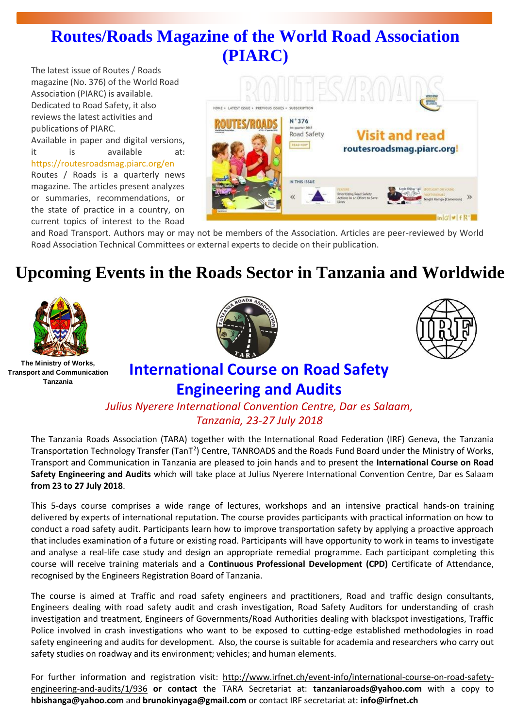# Routes/Roads Magazine of the World Road Association (PIARC)

The latest issue of Routes / Roads magazine (No. 376) of the World Road Association (PIARC) is available. Dedicated to Road Safety, it also reviews the latest activities and publications of PIARC.

Available in paper and digital versions, it is available at: https://routesroadsmag.piarc.org/en

Routes / Roads is a quarterly news magazine. The articles present analyzes or summaries, recommendations, or the state of practice in a country, on current topics of interest to the Road and Road Transport. Authors may or may not be members of the Association. Articles are peer-reviewed by World Road Association Technical Committees or external experts to decide on their publication.

# Upcoming Events in the Roads Sector in Tanzania and Worldwide

The Ministry of Works, Transport and Communication Tanzania

## International Course on Road Safety Engineering and Audits

*Julius Nyerere International Convention Centre, Dar es Salaam, Tanzania, 23-27 July 2018*

The Tanzania Roads Association (TARA) together with the International Road Federation (IRF) Geneva, the Tanzania Transportation Technology Transfer (TanT$^2$) Centre, TANROADS and the Roads Fund Board under the Ministry of Works, Transport and Communication in Tanzania are pleased to join hands and to present the **International Course on Road Safety Engineering and Audits** which will take place at Julius Nyerere International Convention Centre, Dar es Salaam **from 23 to 27 July 2018**.

This 5-days course comprises a wide range of lectures, workshops and an intensive practical hands-on training delivered by experts of international reputation. The course provides participants with practical information on how to conduct a road safety audit. Participants learn how to improve transportation safety by applying a proactive approach that includes examination of a future or existing road. Participants will have opportunity to work in teams to investigate and analyse a real-life case study and design an appropriate remedial programme. Each participant completing this course will receive training materials and a **Continuous Professional Development (CPD)** Certificate of Attendance, recognised by the Engineers Registration Board of Tanzania.

The course is aimed at Traffic and road safety engineers and practitioners, Road and traffic design consultants, Engineers dealing with road safety audit and crash investigation, Road Safety Auditors for understanding of crash investigation and treatment, Engineers of Governments/Road Authorities dealing with blackspot investigations, Traffic Police involved in crash investigations who want to be exposed to cutting-edge established methodologies in road safety engineering and audits for development. Also, the course is suitable for academia and researchers who carry out safety studies on roadway and its environment; vehicles; and human elements.

For further information and registration visit: http://www.irfnet.ch/event-info/international-course-on-road-safety-engineering-and-audits/1/936 **or contact** the TARA Secretariat at: **tanzaniaroads@yahoo.com** with a copy to **hbishanga@yahoo.com** and **brunokinyaga@gmail.com** or contact IRF secretariat at: **info@irfnet.ch**